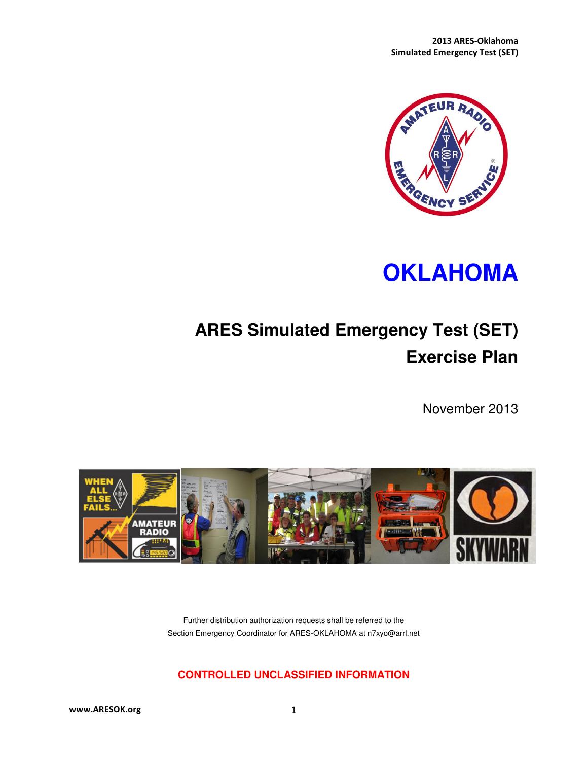# OKLAHOMA

## ARES Simulated Emergency Test (SET) Exercise Plan

November 2013

Further distribution authorization requests shall be referred to the Section Emergency Coordinator for ARES-OKLAHOMA at n7xyo@arrl.net

**CONTROLLED UNCLASSIFIED INFORMATION**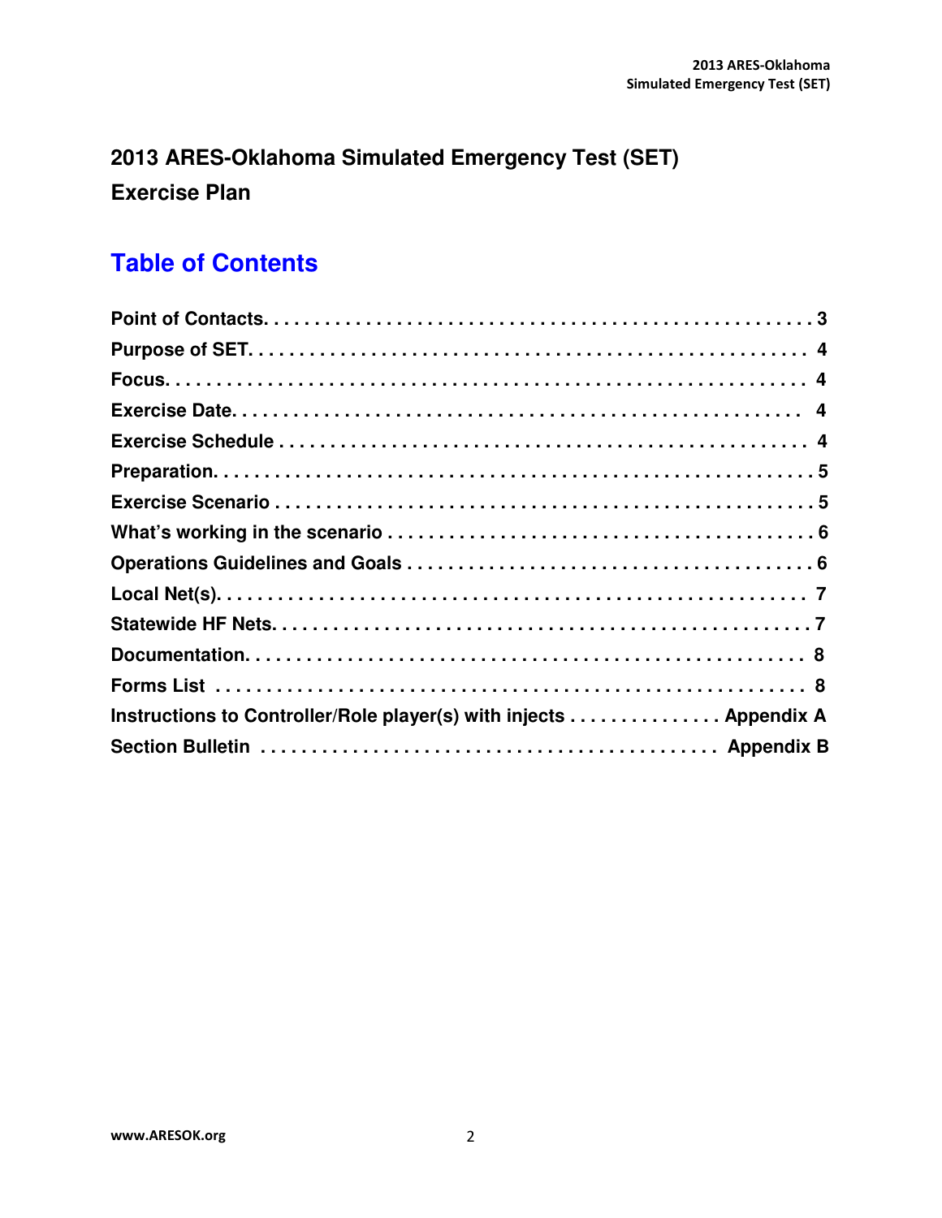# 2013 ARES-Oklahoma Simulated Emergency Test (SET) Exercise Plan

## Table of Contents

| | |
|---|---|
| **Point of Contacts** | **3** |
| **Purpose of SET** | **4** |
| **Focus** | **4** |
| **Exercise Date** | **4** |
| **Exercise Schedule** | **4** |
| **Preparation** | **5** |
| **Exercise Scenario** | **5** |
| **What's working in the scenario** | **6** |
| **Operations Guidelines and Goals** | **6** |
| **Local Net(s)** | **7** |
| **Statewide HF Nets** | **7** |
| **Documentation** | **8** |
| **Forms List** | **8** |
| **Instructions to Controller/Role player(s) with injects** | **Appendix A** |
| **Section Bulletin** | **Appendix B** |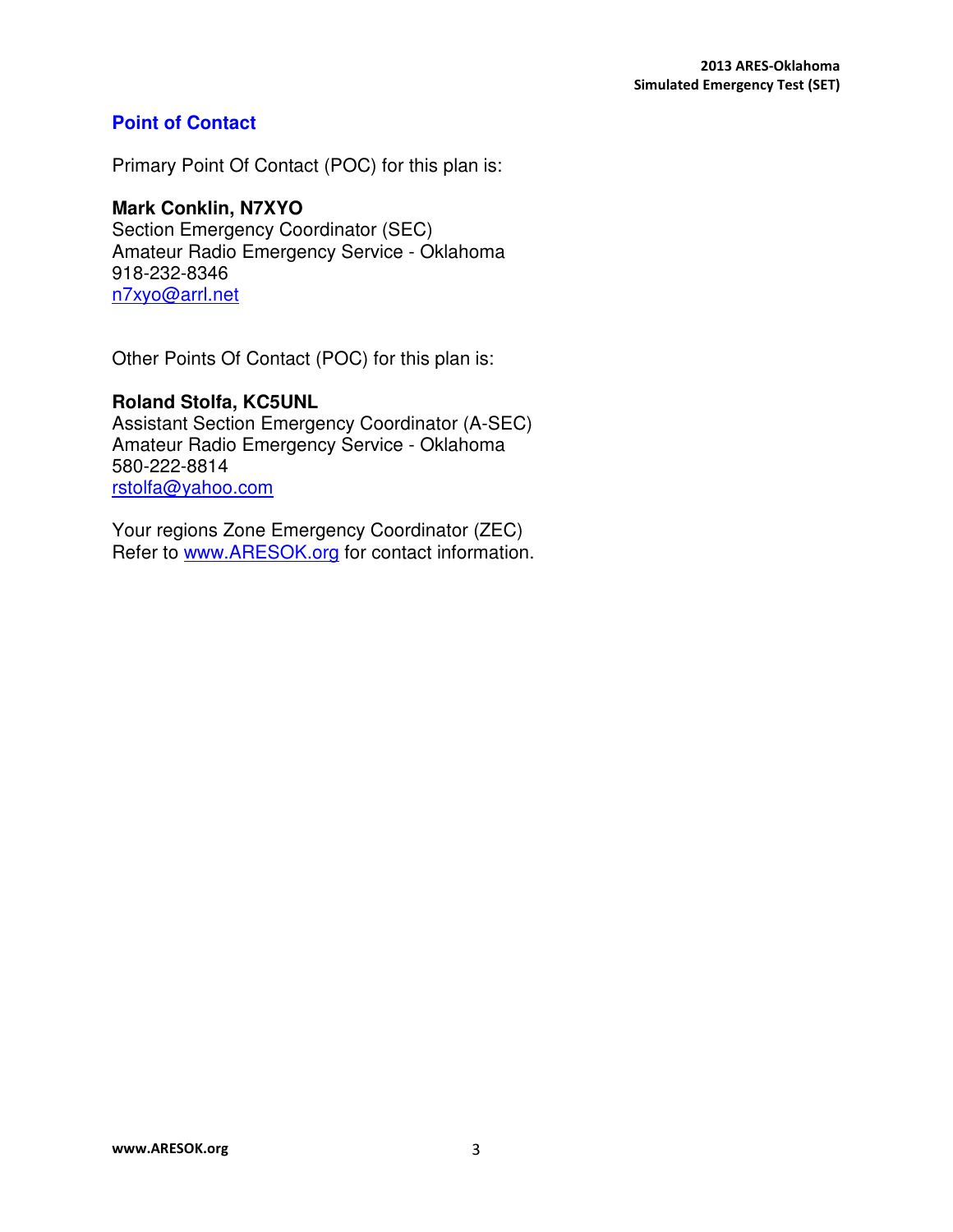## Point of Contact

Primary Point Of Contact (POC) for this plan is:

**Mark Conklin, N7XYO**
Section Emergency Coordinator (SEC)
Amateur Radio Emergency Service - Oklahoma
918-232-8346
n7xyo@arrl.net

Other Points Of Contact (POC) for this plan is:

**Roland Stolfa, KC5UNL**
Assistant Section Emergency Coordinator (A-SEC)
Amateur Radio Emergency Service - Oklahoma
580-222-8814
rstolfa@yahoo.com

Your regions Zone Emergency Coordinator (ZEC)
Refer to www.ARESOK.org for contact information.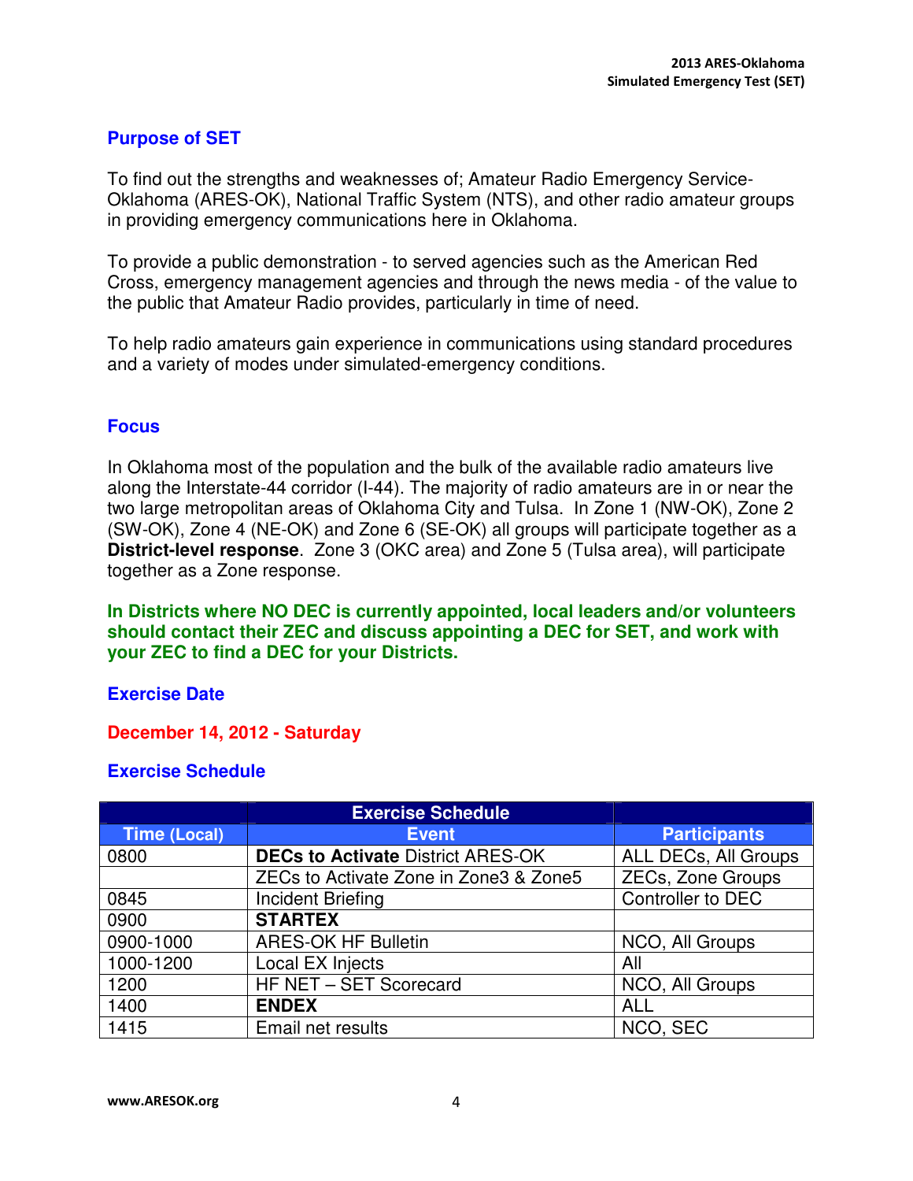## Purpose of SET

To find out the strengths and weaknesses of; Amateur Radio Emergency Service-Oklahoma (ARES-OK), National Traffic System (NTS), and other radio amateur groups in providing emergency communications here in Oklahoma.

To provide a public demonstration - to served agencies such as the American Red Cross, emergency management agencies and through the news media - of the value to the public that Amateur Radio provides, particularly in time of need.

To help radio amateurs gain experience in communications using standard procedures and a variety of modes under simulated-emergency conditions.

## Focus

In Oklahoma most of the population and the bulk of the available radio amateurs live along the Interstate-44 corridor (I-44). The majority of radio amateurs are in or near the two large metropolitan areas of Oklahoma City and Tulsa. In Zone 1 (NW-OK), Zone 2 (SW-OK), Zone 4 (NE-OK) and Zone 6 (SE-OK) all groups will participate together as a **District-level response**. Zone 3 (OKC area) and Zone 5 (Tulsa area), will participate together as a Zone response.

**In Districts where NO DEC is currently appointed, local leaders and/or volunteers should contact their ZEC and discuss appointing a DEC for SET, and work with your ZEC to find a DEC for your Districts.**

## Exercise Date

**December 14, 2012 - Saturday**

## Exercise Schedule

| | Exercise Schedule | |
|---|---|---|
| **Time (Local)** | **Event** | **Participants** |
| 0800 | **DECs to Activate** District ARES-OK | ALL DECs, All Groups |
| | ZECs to Activate Zone in Zone3 & Zone5 | ZECs, Zone Groups |
| 0845 | Incident Briefing | Controller to DEC |
| 0900 | **STARTEX** | |
| 0900-1000 | ARES-OK HF Bulletin | NCO, All Groups |
| 1000-1200 | Local EX Injects | All |
| 1200 | HF NET – SET Scorecard | NCO, All Groups |
| 1400 | **ENDEX** | ALL |
| 1415 | Email net results | NCO, SEC |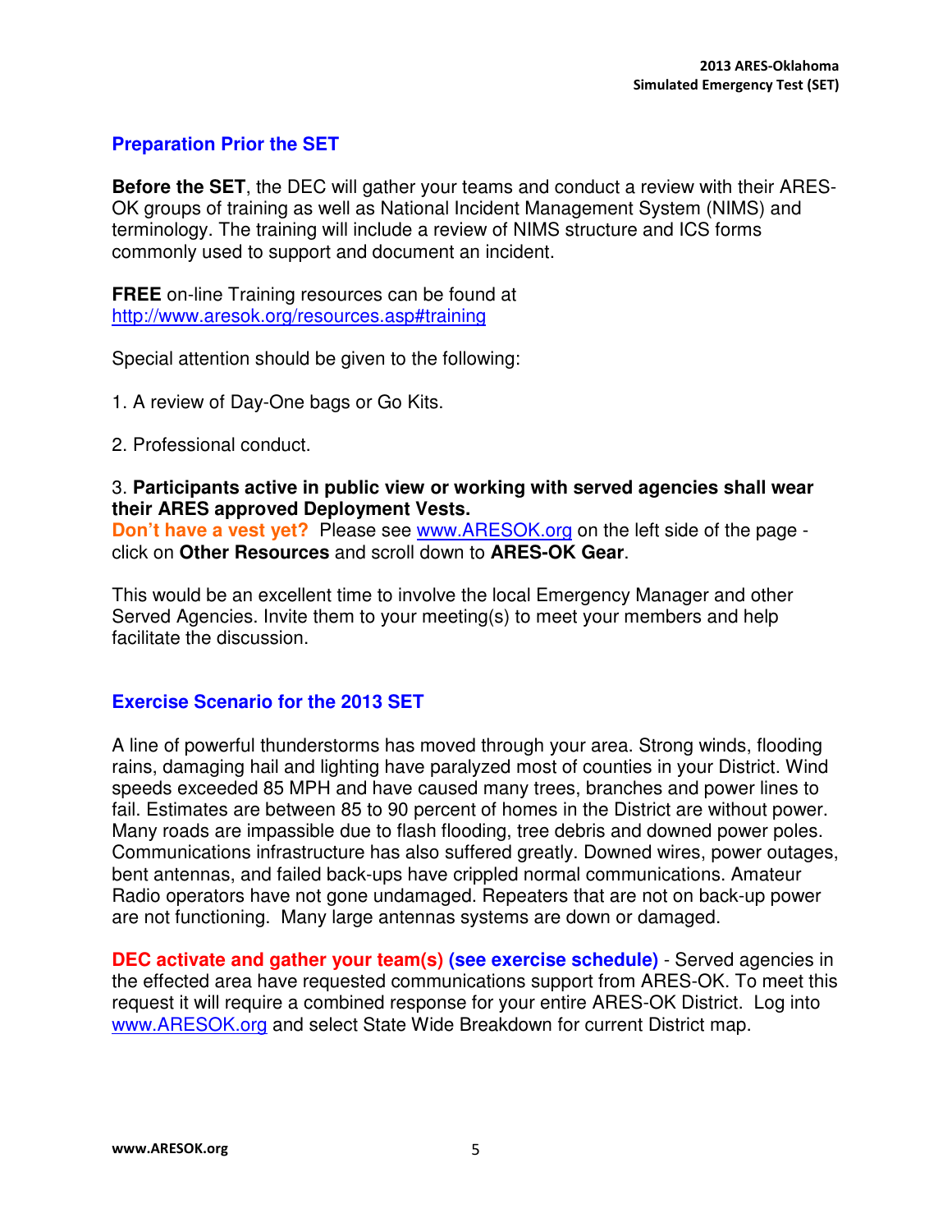## Preparation Prior the SET

**Before the SET**, the DEC will gather your teams and conduct a review with their ARES-OK groups of training as well as National Incident Management System (NIMS) and terminology. The training will include a review of NIMS structure and ICS forms commonly used to support and document an incident.

**FREE** on-line Training resources can be found at http://www.aresok.org/resources.asp#training

Special attention should be given to the following:

1. A review of Day-One bags or Go Kits.

2. Professional conduct.

3. **Participants active in public view or working with served agencies shall wear their ARES approved Deployment Vests.**

**Don't have a vest yet?** Please see www.ARESOK.org on the left side of the page - click on **Other Resources** and scroll down to **ARES-OK Gear**.

This would be an excellent time to involve the local Emergency Manager and other Served Agencies. Invite them to your meeting(s) to meet your members and help facilitate the discussion.

## Exercise Scenario for the 2013 SET

A line of powerful thunderstorms has moved through your area. Strong winds, flooding rains, damaging hail and lighting have paralyzed most of counties in your District. Wind speeds exceeded 85 MPH and have caused many trees, branches and power lines to fail. Estimates are between 85 to 90 percent of homes in the District are without power. Many roads are impassible due to flash flooding, tree debris and downed power poles. Communications infrastructure has also suffered greatly. Downed wires, power outages, bent antennas, and failed back-ups have crippled normal communications. Amateur Radio operators have not gone undamaged. Repeaters that are not on back-up power are not functioning. Many large antennas systems are down or damaged.

**DEC activate and gather your team(s) (see exercise schedule)** - Served agencies in the effected area have requested communications support from ARES-OK. To meet this request it will require a combined response for your entire ARES-OK District. Log into www.ARESOK.org and select State Wide Breakdown for current District map.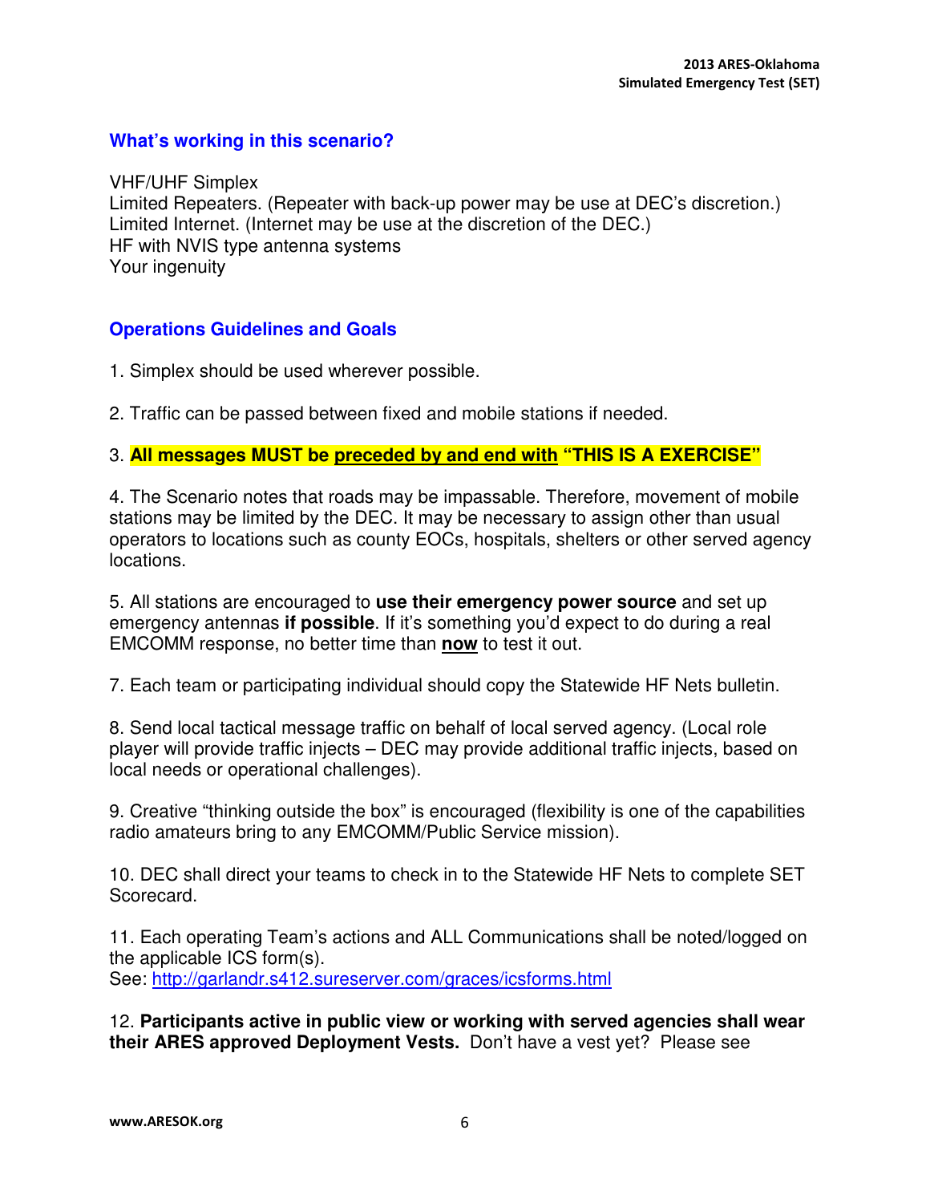## What's working in this scenario?

VHF/UHF Simplex
Limited Repeaters. (Repeater with back-up power may be use at DEC's discretion.)
Limited Internet. (Internet may be use at the discretion of the DEC.)
HF with NVIS type antenna systems
Your ingenuity

## Operations Guidelines and Goals

1. Simplex should be used wherever possible.

2. Traffic can be passed between fixed and mobile stations if needed.

3. **All messages MUST be preceded by and end with "THIS IS A EXERCISE"**

4. The Scenario notes that roads may be impassable. Therefore, movement of mobile stations may be limited by the DEC. It may be necessary to assign other than usual operators to locations such as county EOCs, hospitals, shelters or other served agency locations.

5. All stations are encouraged to **use their emergency power source** and set up emergency antennas **if possible**. If it's something you'd expect to do during a real EMCOMM response, no better time than **now** to test it out.

7. Each team or participating individual should copy the Statewide HF Nets bulletin.

8. Send local tactical message traffic on behalf of local served agency. (Local role player will provide traffic injects – DEC may provide additional traffic injects, based on local needs or operational challenges).

9. Creative "thinking outside the box" is encouraged (flexibility is one of the capabilities radio amateurs bring to any EMCOMM/Public Service mission).

10. DEC shall direct your teams to check in to the Statewide HF Nets to complete SET Scorecard.

11. Each operating Team's actions and ALL Communications shall be noted/logged on the applicable ICS form(s).
See: http://garlandr.s412.sureserver.com/graces/icsforms.html

12. **Participants active in public view or working with served agencies shall wear their ARES approved Deployment Vests.** Don't have a vest yet? Please see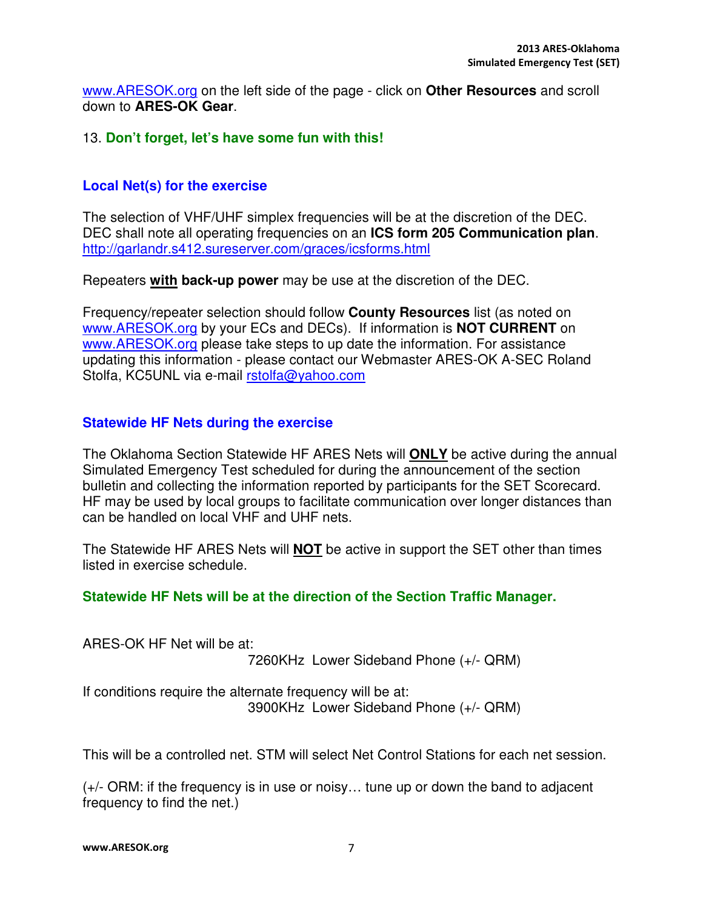www.ARESOK.org on the left side of the page - click on **Other Resources** and scroll down to **ARES-OK Gear**.

13. **Don't forget, let's have some fun with this!**

### Local Net(s) for the exercise

The selection of VHF/UHF simplex frequencies will be at the discretion of the DEC. DEC shall note all operating frequencies on an **ICS form 205 Communication plan**. http://garlandr.s412.sureserver.com/graces/icsforms.html

Repeaters **with** **back-up power** may be use at the discretion of the DEC.

Frequency/repeater selection should follow **County Resources** list (as noted on www.ARESOK.org by your ECs and DECs). If information is **NOT CURRENT** on www.ARESOK.org please take steps to up date the information. For assistance updating this information - please contact our Webmaster ARES-OK A-SEC Roland Stolfa, KC5UNL via e-mail rstolfa@yahoo.com

### Statewide HF Nets during the exercise

The Oklahoma Section Statewide HF ARES Nets will **ONLY** be active during the annual Simulated Emergency Test scheduled for during the announcement of the section bulletin and collecting the information reported by participants for the SET Scorecard. HF may be used by local groups to facilitate communication over longer distances than can be handled on local VHF and UHF nets.

The Statewide HF ARES Nets will **NOT** be active in support the SET other than times listed in exercise schedule.

**Statewide HF Nets will be at the direction of the Section Traffic Manager.**

ARES-OK HF Net will be at:

7260KHz Lower Sideband Phone (+/- QRM)

If conditions require the alternate frequency will be at:

3900KHz Lower Sideband Phone (+/- QRM)

This will be a controlled net. STM will select Net Control Stations for each net session.

(+/- ORM: if the frequency is in use or noisy… tune up or down the band to adjacent frequency to find the net.)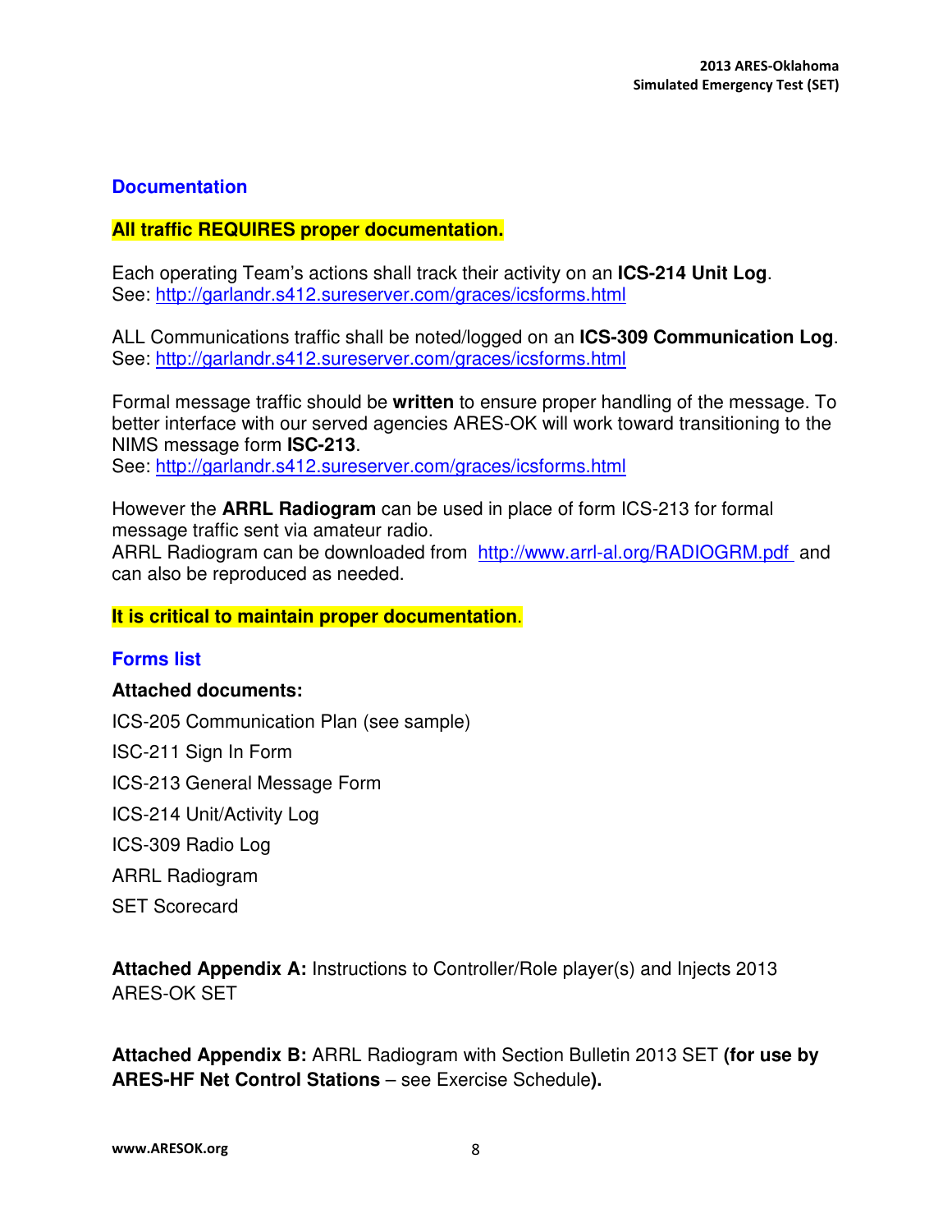## Documentation

**All traffic REQUIRES proper documentation.**

Each operating Team's actions shall track their activity on an **ICS-214 Unit Log**.
See: http://garlandr.s412.sureserver.com/graces/icsforms.html

ALL Communications traffic shall be noted/logged on an **ICS-309 Communication Log**.
See: http://garlandr.s412.sureserver.com/graces/icsforms.html

Formal message traffic should be **written** to ensure proper handling of the message. To better interface with our served agencies ARES-OK will work toward transitioning to the NIMS message form **ISC-213**.
See: http://garlandr.s412.sureserver.com/graces/icsforms.html

However the **ARRL Radiogram** can be used in place of form ICS-213 for formal message traffic sent via amateur radio.
ARRL Radiogram can be downloaded from http://www.arrl-al.org/RADIOGRM.pdf and can also be reproduced as needed.

**It is critical to maintain proper documentation.**

## Forms list

**Attached documents:**

ICS-205 Communication Plan (see sample)

ISC-211 Sign In Form

ICS-213 General Message Form

ICS-214 Unit/Activity Log

ICS-309 Radio Log

ARRL Radiogram

SET Scorecard

**Attached Appendix A:** Instructions to Controller/Role player(s) and Injects 2013 ARES-OK SET

**Attached Appendix B:** ARRL Radiogram with Section Bulletin 2013 SET **(for use by ARES-HF Net Control Stations** – see Exercise Schedule**).**